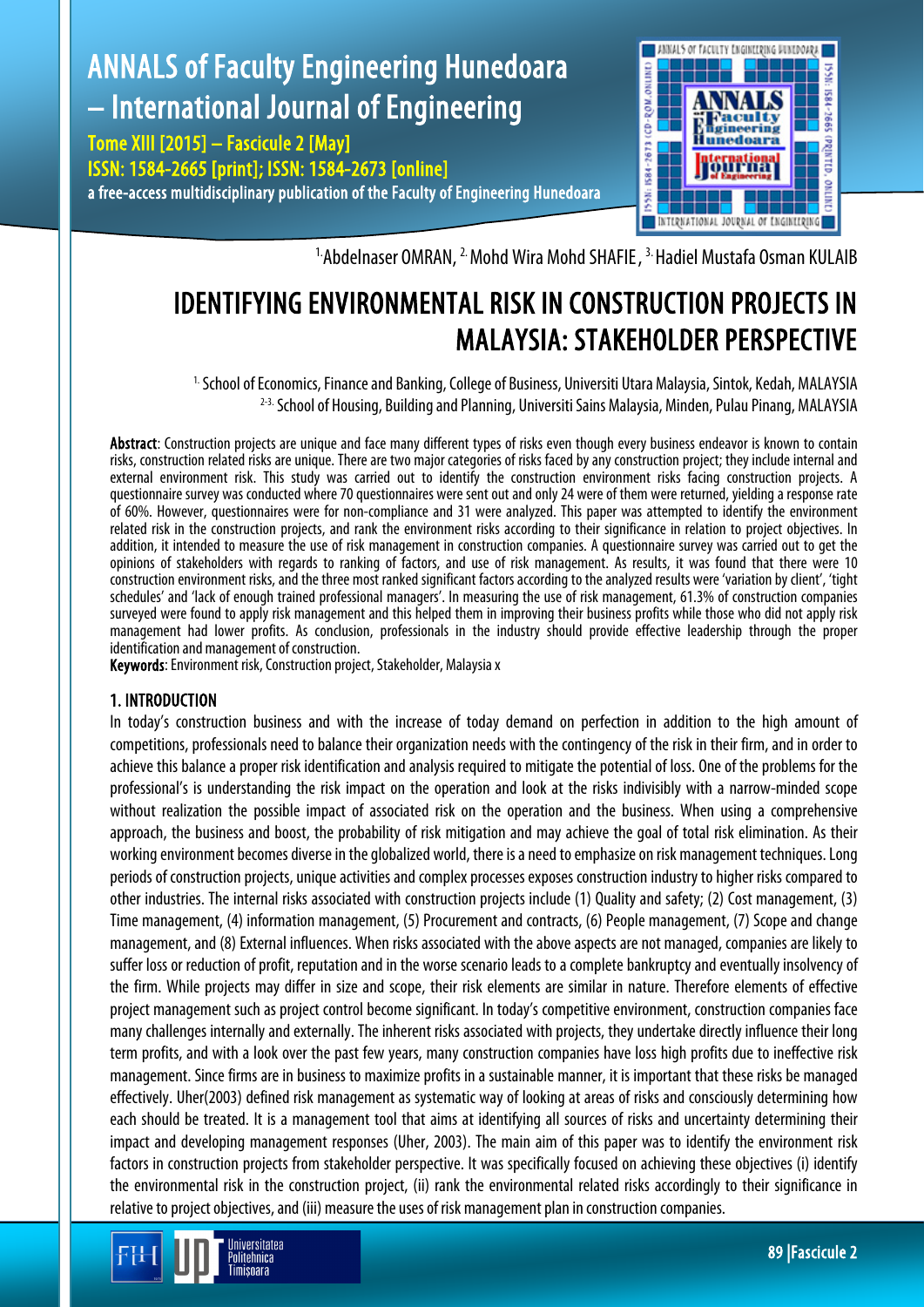[1.] Abdelnaser OMRAN, [2.] Mohd Wira Mohd SHAFIE, [3.] Hadiel Mustafa Osman KULAIB

# IDENTIFYING ENVIRONMENTAL RISK IN CONSTRUCTION PROJECTS IN MALAYSIA: STAKEHOLDER PERSPECTIVE

[1.] School of Economics, Finance and Banking, College of Business, Universiti Utara Malaysia, Sintok, Kedah, MALAYSIA
[2-3.] School of Housing, Building and Planning, Universiti Sains Malaysia, Minden, Pulau Pinang, MALAYSIA

**Abstract**: Construction projects are unique and face many different types of risks even though every business endeavor is known to contain risks, construction related risks are unique. There are two major categories of risks faced by any construction project; they include internal and external environment risk. This study was carried out to identify the construction environment risks facing construction projects. A questionnaire survey was conducted where 70 questionnaires were sent out and only 24 were of them were returned, yielding a response rate of 60%. However, questionnaires were for non-compliance and 31 were analyzed. This paper was attempted to identify the environment related risk in the construction projects, and rank the environment risks according to their significance in relation to project objectives. In addition, it intended to measure the use of risk management in construction companies. A questionnaire survey was carried out to get the opinions of stakeholders with regards to ranking of factors, and use of risk management. As results, it was found that there were 10 construction environment risks, and the three most ranked significant factors according to the analyzed results were 'variation by client', 'tight schedules' and 'lack of enough trained professional managers'. In measuring the use of risk management, 61.3% of construction companies surveyed were found to apply risk management and this helped them in improving their business profits while those who did not apply risk management had lower profits. As conclusion, professionals in the industry should provide effective leadership through the proper identification and management of construction.

**Keywords**: Environment risk, Construction project, Stakeholder, Malaysia x

## 1. INTRODUCTION

In today's construction business and with the increase of today demand on perfection in addition to the high amount of competitions, professionals need to balance their organization needs with the contingency of the risk in their firm, and in order to achieve this balance a proper risk identification and analysis required to mitigate the potential of loss. One of the problems for the professional's is understanding the risk impact on the operation and look at the risks indivisibly with a narrow-minded scope without realization the possible impact of associated risk on the operation and the business. When using a comprehensive approach, the business and boost, the probability of risk mitigation and may achieve the goal of total risk elimination. As their working environment becomes diverse in the globalized world, there is a need to emphasize on risk management techniques. Long periods of construction projects, unique activities and complex processes exposes construction industry to higher risks compared to other industries. The internal risks associated with construction projects include (1) Quality and safety; (2) Cost management, (3) Time management, (4) information management, (5) Procurement and contracts, (6) People management, (7) Scope and change management, and (8) External influences. When risks associated with the above aspects are not managed, companies are likely to suffer loss or reduction of profit, reputation and in the worse scenario leads to a complete bankruptcy and eventually insolvency of the firm. While projects may differ in size and scope, their risk elements are similar in nature. Therefore elements of effective project management such as project control become significant. In today's competitive environment, construction companies face many challenges internally and externally. The inherent risks associated with projects, they undertake directly influence their long term profits, and with a look over the past few years, many construction companies have loss high profits due to ineffective risk management. Since firms are in business to maximize profits in a sustainable manner, it is important that these risks be managed effectively. Uher(2003) defined risk management as systematic way of looking at areas of risks and consciously determining how each should be treated. It is a management tool that aims at identifying all sources of risks and uncertainty determining their impact and developing management responses (Uher, 2003). The main aim of this paper was to identify the environment risk factors in construction projects from stakeholder perspective. It was specifically focused on achieving these objectives (i) identify the environmental risk in the construction project, (ii) rank the environmental related risks accordingly to their significance in relative to project objectives, and (iii) measure the uses of risk management plan in construction companies.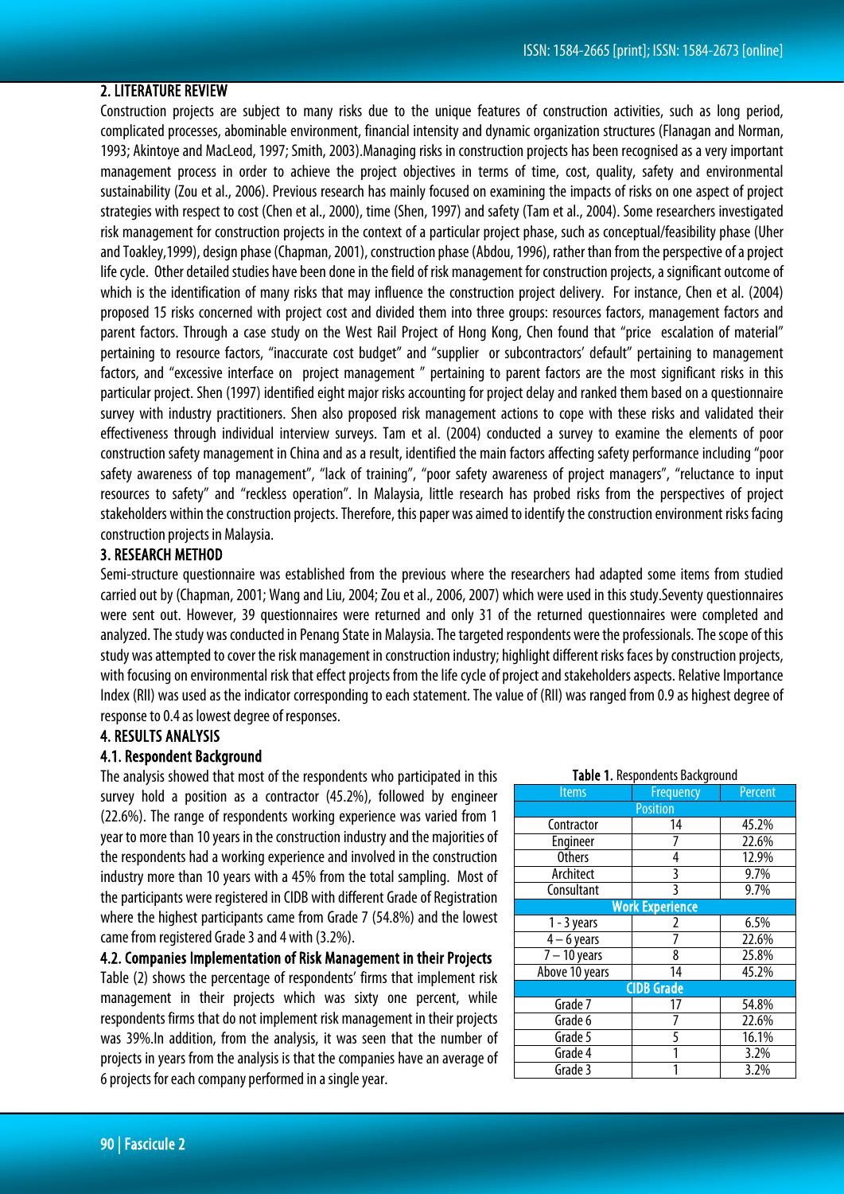## 2. LITERATURE REVIEW

Construction projects are subject to many risks due to the unique features of construction activities, such as long period, complicated processes, abominable environment, financial intensity and dynamic organization structures (Flanagan and Norman, 1993; Akintoye and MacLeod, 1997; Smith, 2003).Managing risks in construction projects has been recognised as a very important management process in order to achieve the project objectives in terms of time, cost, quality, safety and environmental sustainability (Zou et al., 2006). Previous research has mainly focused on examining the impacts of risks on one aspect of project strategies with respect to cost (Chen et al., 2000), time (Shen, 1997) and safety (Tam et al., 2004). Some researchers investigated risk management for construction projects in the context of a particular project phase, such as conceptual/feasibility phase (Uher and Toakley,1999), design phase (Chapman, 2001), construction phase (Abdou, 1996), rather than from the perspective of a project life cycle. Other detailed studies have been done in the field of risk management for construction projects, a significant outcome of which is the identification of many risks that may influence the construction project delivery. For instance, Chen et al. (2004) proposed 15 risks concerned with project cost and divided them into three groups: resources factors, management factors and parent factors. Through a case study on the West Rail Project of Hong Kong, Chen found that "price escalation of material" pertaining to resource factors, "inaccurate cost budget" and "supplier or subcontractors' default" pertaining to management factors, and "excessive interface on project management " pertaining to parent factors are the most significant risks in this particular project. Shen (1997) identified eight major risks accounting for project delay and ranked them based on a questionnaire survey with industry practitioners. Shen also proposed risk management actions to cope with these risks and validated their effectiveness through individual interview surveys. Tam et al. (2004) conducted a survey to examine the elements of poor construction safety management in China and as a result, identified the main factors affecting safety performance including "poor safety awareness of top management", "lack of training", "poor safety awareness of project managers", "reluctance to input resources to safety" and "reckless operation". In Malaysia, little research has probed risks from the perspectives of project stakeholders within the construction projects. Therefore, this paper was aimed to identify the construction environment risks facing construction projects in Malaysia.

## 3. RESEARCH METHOD

Semi-structure questionnaire was established from the previous where the researchers had adapted some items from studied carried out by (Chapman, 2001; Wang and Liu, 2004; Zou et al., 2006, 2007) which were used in this study.Seventy questionnaires were sent out. However, 39 questionnaires were returned and only 31 of the returned questionnaires were completed and analyzed. The study was conducted in Penang State in Malaysia. The targeted respondents were the professionals. The scope of this study was attempted to cover the risk management in construction industry; highlight different risks faces by construction projects, with focusing on environmental risk that effect projects from the life cycle of project and stakeholders aspects. Relative Importance Index (RII) was used as the indicator corresponding to each statement. The value of (RII) was ranged from 0.9 as highest degree of response to 0.4 as lowest degree of responses.

## 4. RESULTS ANALYSIS

### 4.1. Respondent Background

The analysis showed that most of the respondents who participated in this survey hold a position as a contractor (45.2%), followed by engineer (22.6%). The range of respondents working experience was varied from 1 year to more than 10 years in the construction industry and the majorities of the respondents had a working experience and involved in the construction industry more than 10 years with a 45% from the total sampling. Most of the participants were registered in CIDB with different Grade of Registration where the highest participants came from Grade 7 (54.8%) and the lowest came from registered Grade 3 and 4 with (3.2%).

**Table 1.** Respondents Background

| Items | Frequency | Percent |
|---|---|---|
| **Position** | | |
| Contractor | 14 | 45.2% |
| Engineer | 7 | 22.6% |
| Others | 4 | 12.9% |
| Architect | 3 | 9.7% |
| Consultant | 3 | 9.7% |
| **Work Experience** | | |
| 1 - 3 years | 2 | 6.5% |
| 4 – 6 years | 7 | 22.6% |
| 7 – 10 years | 8 | 25.8% |
| Above 10 years | 14 | 45.2% |
| **CIDB Grade** | | |
| Grade 7 | 17 | 54.8% |
| Grade 6 | 7 | 22.6% |
| Grade 5 | 5 | 16.1% |
| Grade 4 | 1 | 3.2% |
| Grade 3 | 1 | 3.2% |

### 4.2. Companies Implementation of Risk Management in their Projects

Table (2) shows the percentage of respondents' firms that implement risk management in their projects which was sixty one percent, while respondents firms that do not implement risk management in their projects was 39%.In addition, from the analysis, it was seen that the number of projects in years from the analysis is that the companies have an average of 6 projects for each company performed in a single year.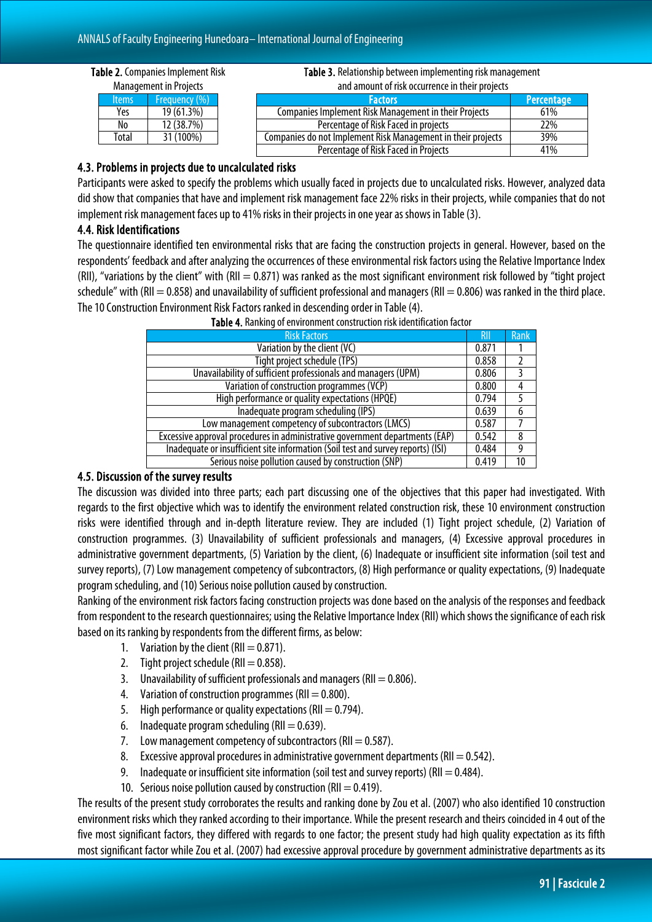Table 2. Companies Implement Risk Management in Projects

| Items | Frequency (%) |
|---|---|
| Yes | 19 (61.3%) |
| No | 12 (38.7%) |
| Total | 31 (100%) |

Table 3. Relationship between implementing risk management and amount of risk occurrence in their projects

| Factors | Percentage |
|---|---|
| Companies Implement Risk Management in their Projects | 61% |
| Percentage of Risk Faced in projects | 22% |
| Companies do not Implement Risk Management in their projects | 39% |
| Percentage of Risk Faced in Projects | 41% |

### 4.3. Problems in projects due to uncalculated risks

Participants were asked to specify the problems which usually faced in projects due to uncalculated risks. However, analyzed data did show that companies that have and implement risk management face 22% risks in their projects, while companies that do not implement risk management faces up to 41% risks in their projects in one year as shows in Table (3).

### 4.4. Risk Identifications

The questionnaire identified ten environmental risks that are facing the construction projects in general. However, based on the respondents' feedback and after analyzing the occurrences of these environmental risk factors using the Relative Importance Index (RII), "variations by the client" with (RII = 0.871) was ranked as the most significant environment risk followed by "tight project schedule" with (RII = 0.858) and unavailability of sufficient professional and managers (RII = 0.806) was ranked in the third place. The 10 Construction Environment Risk Factors ranked in descending order in Table (4).

Table 4. Ranking of environment construction risk identification factor

| Risk Factors | RII | Rank |
|---|---|---|
| Variation by the client (VC) | 0.871 | 1 |
| Tight project schedule (TPS) | 0.858 | 2 |
| Unavailability of sufficient professionals and managers (UPM) | 0.806 | 3 |
| Variation of construction programmes (VCP) | 0.800 | 4 |
| High performance or quality expectations (HPQE) | 0.794 | 5 |
| Inadequate program scheduling (IPS) | 0.639 | 6 |
| Low management competency of subcontractors (LMCS) | 0.587 | 7 |
| Excessive approval procedures in administrative government departments (EAP) | 0.542 | 8 |
| Inadequate or insufficient site information (Soil test and survey reports) (ISI) | 0.484 | 9 |
| Serious noise pollution caused by construction (SNP) | 0.419 | 10 |

### 4.5. Discussion of the survey results

The discussion was divided into three parts; each part discussing one of the objectives that this paper had investigated. With regards to the first objective which was to identify the environment related construction risk, these 10 environment construction risks were identified through and in-depth literature review. They are included (1) Tight project schedule, (2) Variation of construction programmes. (3) Unavailability of sufficient professionals and managers, (4) Excessive approval procedures in administrative government departments, (5) Variation by the client, (6) Inadequate or insufficient site information (soil test and survey reports), (7) Low management competency of subcontractors, (8) High performance or quality expectations, (9) Inadequate program scheduling, and (10) Serious noise pollution caused by construction.

Ranking of the environment risk factors facing construction projects was done based on the analysis of the responses and feedback from respondent to the research questionnaires; using the Relative Importance Index (RII) which shows the significance of each risk based on its ranking by respondents from the different firms, as below:

1. Variation by the client (RII = 0.871).
2. Tight project schedule (RII = 0.858).
3. Unavailability of sufficient professionals and managers (RII = 0.806).
4. Variation of construction programmes (RII = 0.800).
5. High performance or quality expectations (RII = 0.794).
6. Inadequate program scheduling (RII = 0.639).
7. Low management competency of subcontractors (RII = 0.587).
8. Excessive approval procedures in administrative government departments (RII = 0.542).
9. Inadequate or insufficient site information (soil test and survey reports) (RII = 0.484).
10. Serious noise pollution caused by construction (RII = 0.419).

The results of the present study corroborates the results and ranking done by Zou et al. (2007) who also identified 10 construction environment risks which they ranked according to their importance. While the present research and theirs coincided in 4 out of the five most significant factors, they differed with regards to one factor; the present study had high quality expectation as its fifth most significant factor while Zou et al. (2007) had excessive approval procedure by government administrative departments as its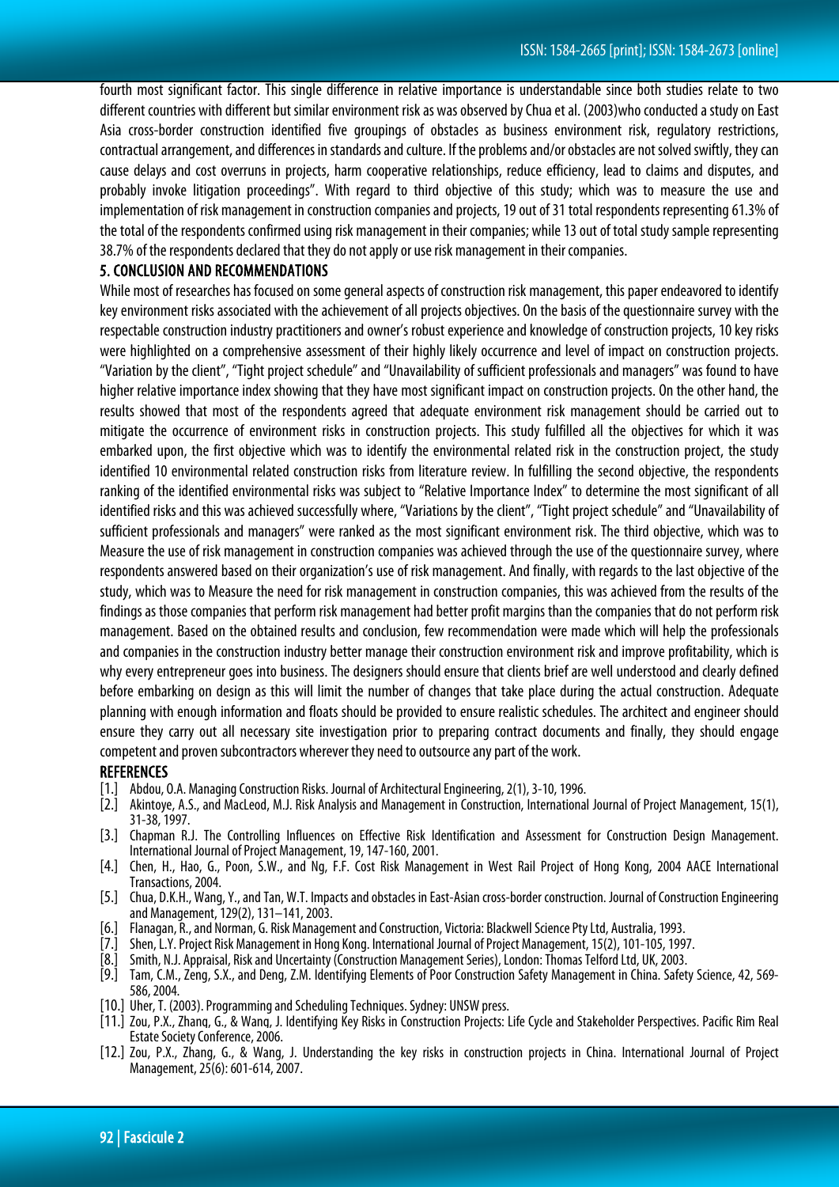fourth most significant factor. This single difference in relative importance is understandable since both studies relate to two different countries with different but similar environment risk as was observed by Chua et al. (2003)who conducted a study on East Asia cross-border construction identified five groupings of obstacles as business environment risk, regulatory restrictions, contractual arrangement, and differences in standards and culture. If the problems and/or obstacles are not solved swiftly, they can cause delays and cost overruns in projects, harm cooperative relationships, reduce efficiency, lead to claims and disputes, and probably invoke litigation proceedings". With regard to third objective of this study; which was to measure the use and implementation of risk management in construction companies and projects, 19 out of 31 total respondents representing 61.3% of the total of the respondents confirmed using risk management in their companies; while 13 out of total study sample representing 38.7% of the respondents declared that they do not apply or use risk management in their companies.

## 5. CONCLUSION AND RECOMMENDATIONS

While most of researches has focused on some general aspects of construction risk management, this paper endeavored to identify key environment risks associated with the achievement of all projects objectives. On the basis of the questionnaire survey with the respectable construction industry practitioners and owner's robust experience and knowledge of construction projects, 10 key risks were highlighted on a comprehensive assessment of their highly likely occurrence and level of impact on construction projects. "Variation by the client", "Tight project schedule" and "Unavailability of sufficient professionals and managers" was found to have higher relative importance index showing that they have most significant impact on construction projects. On the other hand, the results showed that most of the respondents agreed that adequate environment risk management should be carried out to mitigate the occurrence of environment risks in construction projects. This study fulfilled all the objectives for which it was embarked upon, the first objective which was to identify the environmental related risk in the construction project, the study identified 10 environmental related construction risks from literature review. In fulfilling the second objective, the respondents ranking of the identified environmental risks was subject to "Relative Importance Index" to determine the most significant of all identified risks and this was achieved successfully where, "Variations by the client", "Tight project schedule" and "Unavailability of sufficient professionals and managers" were ranked as the most significant environment risk. The third objective, which was to Measure the use of risk management in construction companies was achieved through the use of the questionnaire survey, where respondents answered based on their organization's use of risk management. And finally, with regards to the last objective of the study, which was to Measure the need for risk management in construction companies, this was achieved from the results of the findings as those companies that perform risk management had better profit margins than the companies that do not perform risk management. Based on the obtained results and conclusion, few recommendation were made which will help the professionals and companies in the construction industry better manage their construction environment risk and improve profitability, which is why every entrepreneur goes into business. The designers should ensure that clients brief are well understood and clearly defined before embarking on design as this will limit the number of changes that take place during the actual construction. Adequate planning with enough information and floats should be provided to ensure realistic schedules. The architect and engineer should ensure they carry out all necessary site investigation prior to preparing contract documents and finally, they should engage competent and proven subcontractors wherever they need to outsource any part of the work.

## REFERENCES

[1.] Abdou, O.A. Managing Construction Risks. Journal of Architectural Engineering, 2(1), 3-10, 1996.
[2.] Akintoye, A.S., and MacLeod, M.J. Risk Analysis and Management in Construction, International Journal of Project Management, 15(1), 31-38, 1997.
[3.] Chapman R.J. The Controlling Influences on Effective Risk Identification and Assessment for Construction Design Management. International Journal of Project Management, 19, 147-160, 2001.
[4.] Chen, H., Hao, G., Poon, S.W., and Ng, F.F. Cost Risk Management in West Rail Project of Hong Kong, 2004 AACE International Transactions, 2004.
[5.] Chua, D.K.H., Wang, Y., and Tan, W.T. Impacts and obstacles in East-Asian cross-border construction. Journal of Construction Engineering and Management, 129(2), 131–141, 2003.
[6.] Flanagan, R., and Norman, G. Risk Management and Construction, Victoria: Blackwell Science Pty Ltd, Australia, 1993.
[7.] Shen, L.Y. Project Risk Management in Hong Kong. International Journal of Project Management, 15(2), 101-105, 1997.
[8.] Smith, N.J. Appraisal, Risk and Uncertainty (Construction Management Series), London: Thomas Telford Ltd, UK, 2003.
[9.] Tam, C.M., Zeng, S.X., and Deng, Z.M. Identifying Elements of Poor Construction Safety Management in China. Safety Science, 42, 569-586, 2004.
[10.] Uher, T. (2003). Programming and Scheduling Techniques. Sydney: UNSW press.
[11.] Zou, P.X., Zhang, G., & Wang, J. Identifying Key Risks in Construction Projects: Life Cycle and Stakeholder Perspectives. Pacific Rim Real Estate Society Conference, 2006.
[12.] Zou, P.X., Zhang, G., & Wang, J. Understanding the key risks in construction projects in China. International Journal of Project Management, 25(6): 601-614, 2007.